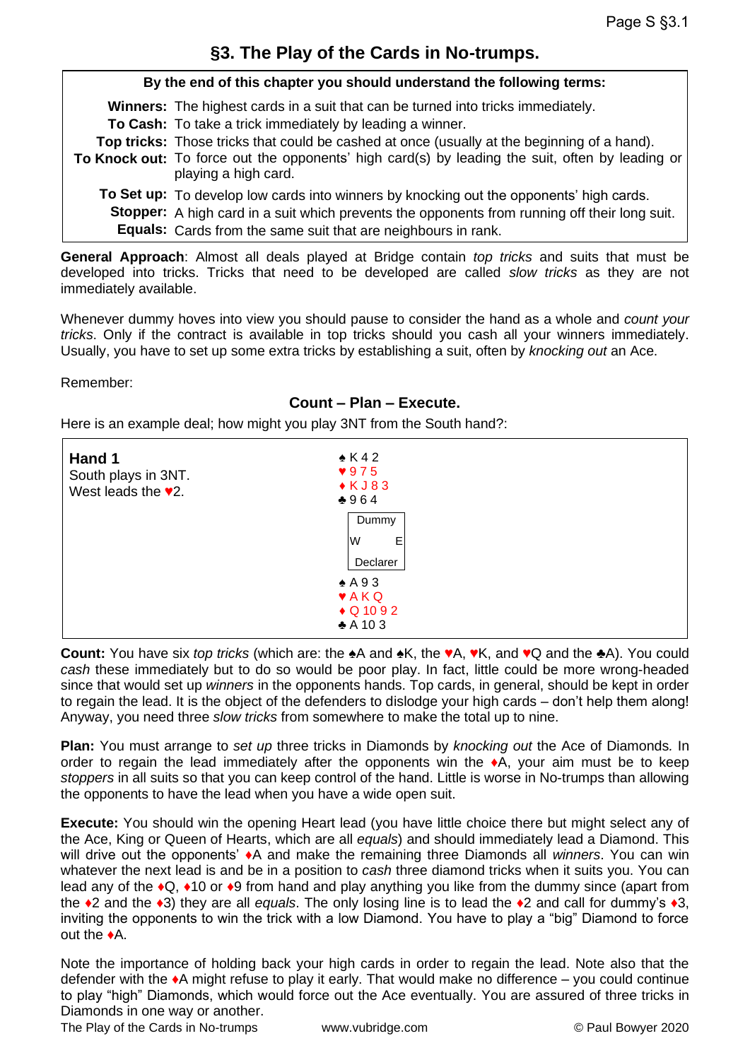## §3. The Play of the Cards in No-trumps.

**By the end of this chapter you should understand the following terms:**

**Winners:** The highest cards in a suit that can be turned into tricks immediately.
**To Cash:** To take a trick immediately by leading a winner.
**Top tricks:** Those tricks that could be cashed at once (usually at the beginning of a hand).
**To Knock out:** To force out the opponents' high card(s) by leading the suit, often by leading or playing a high card.
**To Set up:** To develop low cards into winners by knocking out the opponents' high cards.
**Stopper:** A high card in a suit which prevents the opponents from running off their long suit.
**Equals:** Cards from the same suit that are neighbours in rank.

**General Approach**: Almost all deals played at Bridge contain *top tricks* and suits that must be developed into tricks. Tricks that need to be developed are called *slow tricks* as they are not immediately available.

Whenever dummy hoves into view you should pause to consider the hand as a whole and *count your tricks*. Only if the contract is available in top tricks should you cash all your winners immediately. Usually, you have to set up some extra tricks by establishing a suit, often by *knocking out* an Ace.

Remember:

**Count – Plan – Execute.**

Here is an example deal; how might you play 3NT from the South hand?:

**Hand 1**
South plays in 3NT.
West leads the ♥2.

Dummy:
♠ K 4 2
♥ 9 7 5
♦ K J 8 3
♣ 9 6 4

Declarer:
♠ A 9 3
♥ A K Q
♦ Q 10 9 2
♣ A 10 3

**Count:** You have six *top tricks* (which are: the ♠A and ♠K, the ♥A, ♥K, and ♥Q and the ♣A). You could *cash* these immediately but to do so would be poor play. In fact, little could be more wrong-headed since that would set up *winners* in the opponents hands. Top cards, in general, should be kept in order to regain the lead. It is the object of the defenders to dislodge your high cards – don't help them along! Anyway, you need three *slow tricks* from somewhere to make the total up to nine.

**Plan:** You must arrange to *set up* three tricks in Diamonds by *knocking out* the Ace of Diamonds. In order to regain the lead immediately after the opponents win the ♦A, your aim must be to keep *stoppers* in all suits so that you can keep control of the hand. Little is worse in No-trumps than allowing the opponents to have the lead when you have a wide open suit.

**Execute:** You should win the opening Heart lead (you have little choice there but might select any of the Ace, King or Queen of Hearts, which are all *equals*) and should immediately lead a Diamond. This will drive out the opponents' ♦A and make the remaining three Diamonds all *winners*. You can win whatever the next lead is and be in a position to *cash* three diamond tricks when it suits you. You can lead any of the ♦Q, ♦10 or ♦9 from hand and play anything you like from the dummy since (apart from the ♦2 and the ♦3) they are all *equals*. The only losing line is to lead the ♦2 and call for dummy's ♦3, inviting the opponents to win the trick with a low Diamond. You have to play a "big" Diamond to force out the ♦A.

Note the importance of holding back your high cards in order to regain the lead. Note also that the defender with the ♦A might refuse to play it early. That would make no difference – you could continue to play "high" Diamonds, which would force out the Ace eventually. You are assured of three tricks in Diamonds in one way or another.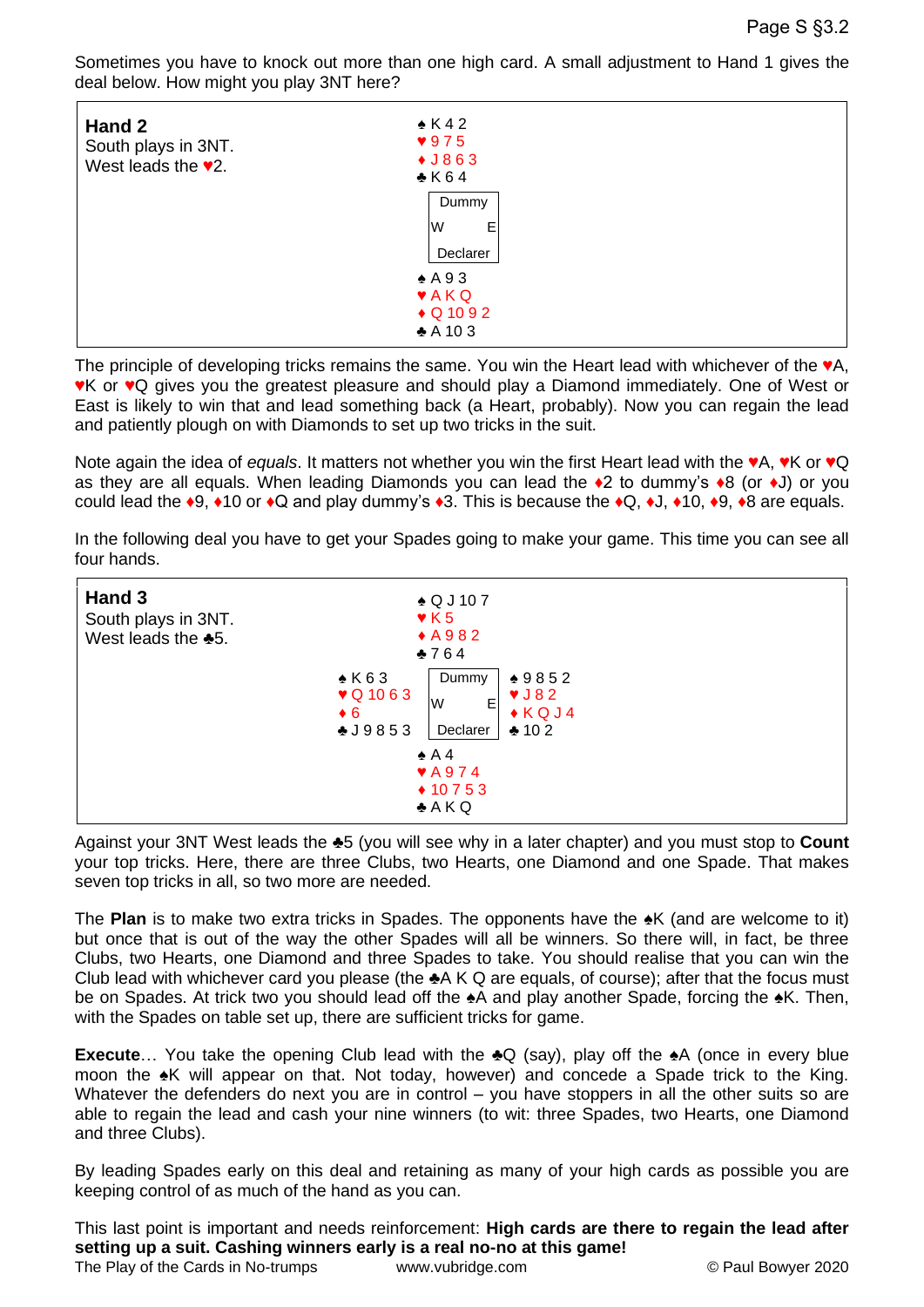Sometimes you have to knock out more than one high card. A small adjustment to Hand 1 gives the deal below. How might you play 3NT here?

**Hand 2**
South plays in 3NT.
West leads the ♥2.

```
          ♠ K 4 2
          ♥ 9 7 5
          ♦ J 8 6 3
          ♣ K 6 4
          Dummy
          W     E
          Declarer
          ♠ A 9 3
          ♥ A K Q
          ♦ Q 10 9 2
          ♣ A 10 3
```

The principle of developing tricks remains the same. You win the Heart lead with whichever of the ♥A, ♥K or ♥Q gives you the greatest pleasure and should play a Diamond immediately. One of West or East is likely to win that and lead something back (a Heart, probably). Now you can regain the lead and patiently plough on with Diamonds to set up two tricks in the suit.

Note again the idea of *equals*. It matters not whether you win the first Heart lead with the ♥A, ♥K or ♥Q as they are all equals. When leading Diamonds you can lead the ♦2 to dummy's ♦8 (or ♦J) or you could lead the ♦9, ♦10 or ♦Q and play dummy's ♦3. This is because the ♦Q, ♦J, ♦10, ♦9, ♦8 are equals.

In the following deal you have to get your Spades going to make your game. This time you can see all four hands.

**Hand 3**
South plays in 3NT.
West leads the ♣5.

```
                    ♠ Q J 10 7
                    ♥ K 5
                    ♦ A 9 8 2
                    ♣ 7 6 4
♠ K 6 3             Dummy          ♠ 9 8 5 2
♥ Q 10 6 3          W     E        ♥ J 8 2
♦ 6                 Declarer       ♦ K Q J 4
♣ J 9 8 5 3                        ♣ 10 2
                    ♠ A 4
                    ♥ A 9 7 4
                    ♦ 10 7 5 3
                    ♣ A K Q
```

Against your 3NT West leads the ♣5 (you will see why in a later chapter) and you must stop to **Count** your top tricks. Here, there are three Clubs, two Hearts, one Diamond and one Spade. That makes seven top tricks in all, so two more are needed.

The **Plan** is to make two extra tricks in Spades. The opponents have the ♠K (and are welcome to it) but once that is out of the way the other Spades will all be winners. So there will, in fact, be three Clubs, two Hearts, one Diamond and three Spades to take. You should realise that you can win the Club lead with whichever card you please (the ♣A K Q are equals, of course); after that the focus must be on Spades. At trick two you should lead off the ♠A and play another Spade, forcing the ♠K. Then, with the Spades on table set up, there are sufficient tricks for game.

**Execute**… You take the opening Club lead with the ♣Q (say), play off the ♠A (once in every blue moon the ♠K will appear on that. Not today, however) and concede a Spade trick to the King. Whatever the defenders do next you are in control – you have stoppers in all the other suits so are able to regain the lead and cash your nine winners (to wit: three Spades, two Hearts, one Diamond and three Clubs).

By leading Spades early on this deal and retaining as many of your high cards as possible you are keeping control of as much of the hand as you can.

This last point is important and needs reinforcement: **High cards are there to regain the lead after setting up a suit. Cashing winners early is a real no-no at this game!**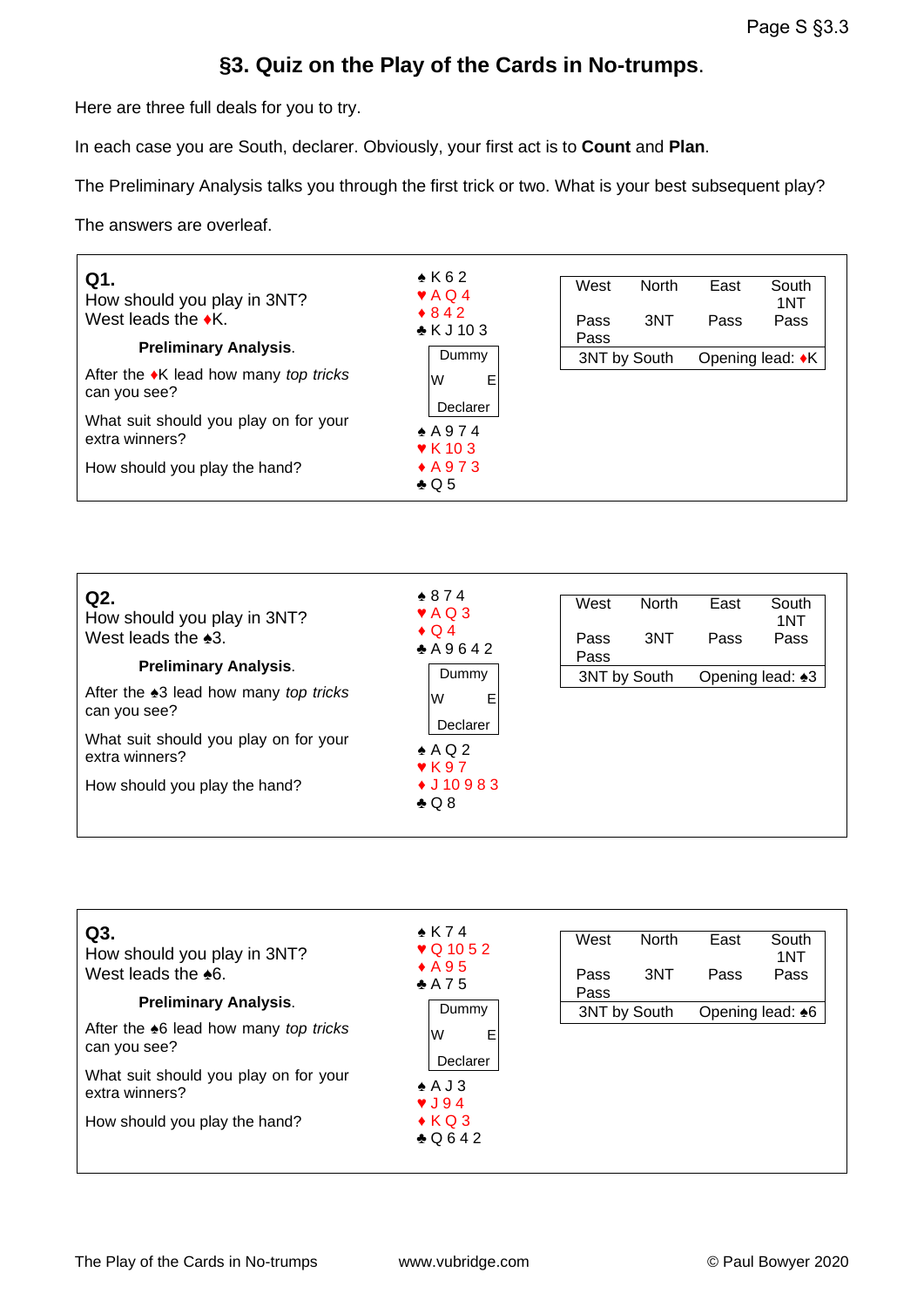## §3. Quiz on the Play of the Cards in No-trumps.

Here are three full deals for you to try.

In each case you are South, declarer. Obviously, your first act is to **Count** and **Plan**.

The Preliminary Analysis talks you through the first trick or two. What is your best subsequent play?

The answers are overleaf.

---

**Q1.**

How should you play in 3NT?
West leads the ♦K.

**Preliminary Analysis**.

After the ♦K lead how many *top tricks* can you see?

What suit should you play on for your extra winners?

How should you play the hand?

North (Dummy):
♠ K 6 2
♥ A Q 4
♦ 8 4 2
♣ K J 10 3

South (Declarer):
♠ A 9 7 4
♥ K 10 3
♦ A 9 7 3
♣ Q 5

| West | North | East | South |
|---|---|---|---|
| | | | 1NT |
| Pass | 3NT | Pass | Pass |
| Pass | | | |

3NT by South — Opening lead: ♦K

---

**Q2.**

How should you play in 3NT?
West leads the ♠3.

**Preliminary Analysis**.

After the ♠3 lead how many *top tricks* can you see?

What suit should you play on for your extra winners?

How should you play the hand?

North (Dummy):
♠ 8 7 4
♥ A Q 3
♦ Q 4
♣ A 9 6 4 2

South (Declarer):
♠ A Q 2
♥ K 9 7
♦ J 10 9 8 3
♣ Q 8

| West | North | East | South |
|---|---|---|---|
| | | | 1NT |
| Pass | 3NT | Pass | Pass |
| Pass | | | |

3NT by South — Opening lead: ♠3

---

**Q3.**

How should you play in 3NT?
West leads the ♠6.

**Preliminary Analysis**.

After the ♠6 lead how many *top tricks* can you see?

What suit should you play on for your extra winners?

How should you play the hand?

North (Dummy):
♠ K 7 4
♥ Q 10 5 2
♦ A 9 5
♣ A 7 5

South (Declarer):
♠ A J 3
♥ J 9 4
♦ K Q 3
♣ Q 6 4 2

| West | North | East | South |
|---|---|---|---|
| | | | 1NT |
| Pass | 3NT | Pass | Pass |
| Pass | | | |

3NT by South — Opening lead: ♠6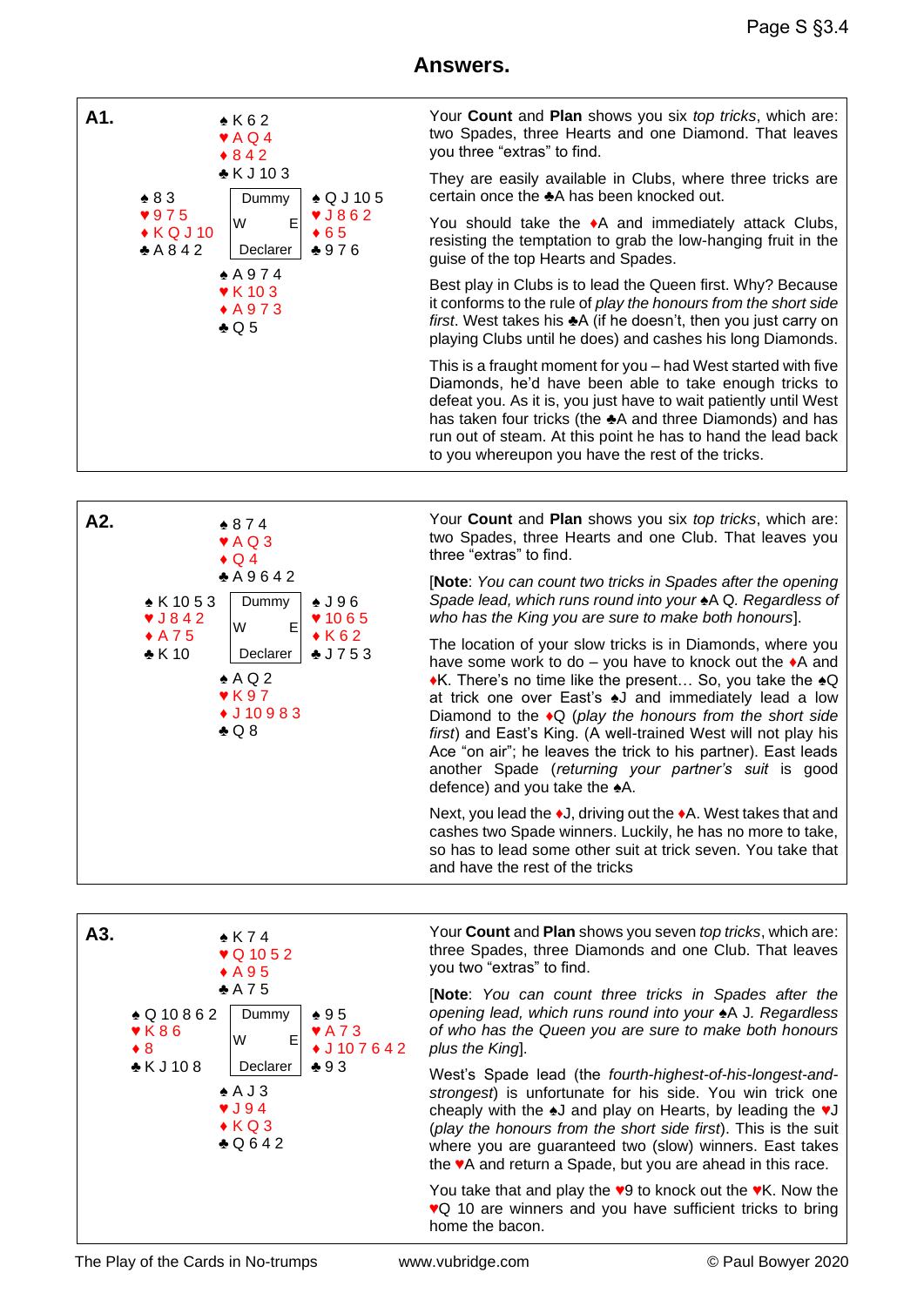# Answers.

**A1.**

| | North (Dummy) | |
|---|---|---|
| | ♠ K 6 2<br>♥ A Q 4<br>♦ 8 4 2<br>♣ K J 10 3 | |
| **West**<br>♠ 8 3<br>♥ 9 7 5<br>♦ K Q J 10<br>♣ A 8 4 2 | Dummy<br>W E<br>Declarer | **East**<br>♠ Q J 10 5<br>♥ J 8 6 2<br>♦ 6 5<br>♣ 9 7 6 |
| | ♠ A 9 7 4<br>♥ K 10 3<br>♦ A 9 7 3<br>♣ Q 5 | |

Your **Count** and **Plan** shows you six *top tricks*, which are: two Spades, three Hearts and one Diamond. That leaves you three "extras" to find.

They are easily available in Clubs, where three tricks are certain once the ♣A has been knocked out.

You should take the ♦A and immediately attack Clubs, resisting the temptation to grab the low-hanging fruit in the guise of the top Hearts and Spades.

Best play in Clubs is to lead the Queen first. Why? Because it conforms to the rule of *play the honours from the short side first*. West takes his ♣A (if he doesn't, then you just carry on playing Clubs until he does) and cashes his long Diamonds.

This is a fraught moment for you – had West started with five Diamonds, he'd have been able to take enough tricks to defeat you. As it is, you just have to wait patiently until West has taken four tricks (the ♣A and three Diamonds) and has run out of steam. At this point he has to hand the lead back to you whereupon you have the rest of the tricks.

**A2.**

| | North (Dummy) | |
|---|---|---|
| | ♠ 8 7 4<br>♥ A Q 3<br>♦ Q 4<br>♣ A 9 6 4 2 | |
| **West**<br>♠ K 10 5 3<br>♥ J 8 4 2<br>♦ A 7 5<br>♣ K 10 | Dummy<br>W E<br>Declarer | **East**<br>♠ J 9 6<br>♥ 10 6 5<br>♦ K 6 2<br>♣ J 7 5 3 |
| | ♠ A Q 2<br>♥ K 9 7<br>♦ J 10 9 8 3<br>♣ Q 8 | |

Your **Count** and **Plan** shows you six *top tricks*, which are: two Spades, three Hearts and one Club. That leaves you three "extras" to find.

[**Note**: *You can count two tricks in Spades after the opening Spade lead, which runs round into your ♠A Q. Regardless of who has the King you are sure to make both honours*].

The location of your slow tricks is in Diamonds, where you have some work to do – you have to knock out the ♦A and ♦K. There's no time like the present… So, you take the ♠Q at trick one over East's ♠J and immediately lead a low Diamond to the ♦Q (*play the honours from the short side first*) and East's King. (A well-trained West will not play his Ace "on air"; he leaves the trick to his partner). East leads another Spade (*returning your partner's suit* is good defence) and you take the ♠A.

Next, you lead the ♦J, driving out the ♦A. West takes that and cashes two Spade winners. Luckily, he has no more to take, so has to lead some other suit at trick seven. You take that and have the rest of the tricks

**A3.**

| | North (Dummy) | |
|---|---|---|
| | ♠ K 7 4<br>♥ Q 10 5 2<br>♦ A 9 5<br>♣ A 7 5 | |
| **West**<br>♠ Q 10 8 6 2<br>♥ K 8 6<br>♦ 8<br>♣ K J 10 8 | Dummy<br>W E<br>Declarer | **East**<br>♠ 9 5<br>♥ A 7 3<br>♦ J 10 7 6 4 2<br>♣ 9 3 |
| | ♠ A J 3<br>♥ J 9 4<br>♦ K Q 3<br>♣ Q 6 4 2 | |

Your **Count** and **Plan** shows you seven *top tricks*, which are: three Spades, three Diamonds and one Club. That leaves you two "extras" to find.

[**Note**: *You can count three tricks in Spades after the opening lead, which runs round into your ♠A J. Regardless of who has the Queen you are sure to make both honours plus the King*].

West's Spade lead (the *fourth-highest-of-his-longest-and-strongest*) is unfortunate for his side. You win trick one cheaply with the ♠J and play on Hearts, by leading the ♥J (*play the honours from the short side first*). This is the suit where you are guaranteed two (slow) winners. East takes the ♥A and return a Spade, but you are ahead in this race.

You take that and play the ♥9 to knock out the ♥K. Now the ♥Q 10 are winners and you have sufficient tricks to bring home the bacon.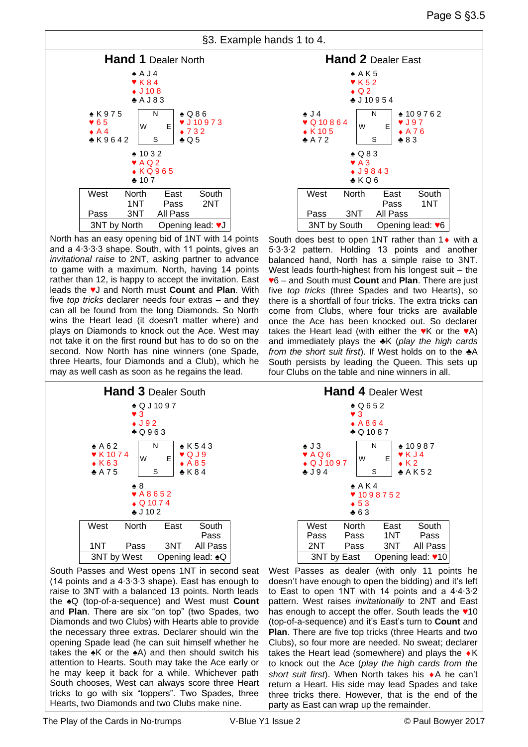## §3. Example hands 1 to 4.

### Hand 1 Dealer North

**North**
♠ A J 4
♥ K 8 4
♦ J 10 8
♣ A J 8 3

**West**
♠ K 9 7 5
♥ 6 5
♦ A 4
♣ K 9 6 4 2

**East**
♠ Q 8 6
♥ J 10 9 7 3
♦ 7 3 2
♣ Q 5

**South**
♠ 10 3 2
♥ A Q 2
♦ K Q 9 6 5
♣ 10 7

| West | North | East | South |
|---|---|---|---|
| | 1NT | Pass | 2NT |
| Pass | 3NT | All Pass | |
| 3NT by North | | Opening lead: ♥J | |

North has an easy opening bid of 1NT with 14 points and a 4·3·3·3 shape. South, with 11 points, gives an *invitational raise* to 2NT, asking partner to advance to game with a maximum. North, having 14 points rather than 12, is happy to accept the invitation. East leads the ♥J and North must **Count** and **Plan**. With five *top tricks* declarer needs four extras – and they can all be found from the long Diamonds. So North wins the Heart lead (it doesn't matter where) and plays on Diamonds to knock out the Ace. West may not take it on the first round but has to do so on the second. Now North has nine winners (one Spade, three Hearts, four Diamonds and a Club), which he may as well cash as soon as he regains the lead.

### Hand 2 Dealer East

**North**
♠ A K 5
♥ K 5 2
♦ Q 2
♣ J 10 9 5 4

**West**
♠ J 4
♥ Q 10 8 6 4
♦ K 10 5
♣ A 7 2

**East**
♠ 10 9 7 6 2
♥ J 9 7
♦ A 7 6
♣ 8 3

**South**
♠ Q 8 3
♥ A 3
♦ J 9 8 4 3
♣ K Q 6

| West | North | East | South |
|---|---|---|---|
| | | Pass | 1NT |
| Pass | 3NT | All Pass | |
| 3NT by South | | Opening lead: ♥6 | |

South does best to open 1NT rather than 1♦ with a 5·3·3·2 pattern. Holding 13 points and another balanced hand, North has a simple raise to 3NT. West leads fourth-highest from his longest suit – the ♥6 – and South must **Count** and **Plan**. There are just five *top tricks* (three Spades and two Hearts), so there is a shortfall of four tricks. The extra tricks can come from Clubs, where four tricks are available once the Ace has been knocked out. So declarer takes the Heart lead (with either the ♥K or the ♥A) and immediately plays the ♣K (*play the high cards from the short suit first*). If West holds on to the ♣A South persists by leading the Queen. This sets up four Clubs on the table and nine winners in all.

### Hand 3 Dealer South

**North**
♠ Q J 10 9 7
♥ 3
♦ J 9 2
♣ Q 9 6 3

**West**
♠ A 6 2
♥ K 10 7 4
♦ K 6 3
♣ A 7 5

**East**
♠ K 5 4 3
♥ Q J 9
♦ A 8 5
♣ K 8 4

**South**
♠ 8
♥ A 8 6 5 2
♦ Q 10 7 4
♣ J 10 2

| West | North | East | South |
|---|---|---|---|
| | | | Pass |
| 1NT | Pass | 3NT | All Pass |
| 3NT by West | | Opening lead: ♠Q | |

South Passes and West opens 1NT in second seat (14 points and a 4·3·3·3 shape). East has enough to raise to 3NT with a balanced 13 points. North leads the ♠Q (top-of-a-sequence) and West must **Count** and **Plan**. There are six "on top" (two Spades, two Diamonds and two Clubs) with Hearts able to provide the necessary three extras. Declarer should win the opening Spade lead (he can suit himself whether he takes the ♠K or the ♠A) and then should switch his attention to Hearts. South may take the Ace early or he may keep it back for a while. Whichever path South chooses, West can always score three Heart tricks to go with six "toppers". Two Spades, three Hearts, two Diamonds and two Clubs make nine.

### Hand 4 Dealer West

**North**
♠ Q 6 5 2
♥ 3
♦ A 8 6 4
♣ Q 10 8 7

**West**
♠ J 3
♥ A Q 6
♦ Q J 10 9 7
♣ J 9 4

**East**
♠ 10 9 8 7
♥ K J 4
♦ K 2
♣ A K 5 2

**South**
♠ A K 4
♥ 10 9 8 7 5 2
♦ 5 3
♣ 6 3

| West | North | East | South |
|---|---|---|---|
| Pass | Pass | 1NT | Pass |
| 2NT | Pass | 3NT | All Pass |
| 3NT by East | | Opening lead: ♥10 | |

West Passes as dealer (with only 11 points he doesn't have enough to open the bidding) and it's left to East to open 1NT with 14 points and a 4·4·3·2 pattern. West raises *invitationally* to 2NT and East has enough to accept the offer. South leads the ♥10 (top-of-a-sequence) and it's East's turn to **Count** and **Plan**. There are five top tricks (three Hearts and two Clubs), so four more are needed. No sweat; declarer takes the Heart lead (somewhere) and plays the ♦K to knock out the Ace (*play the high cards from the short suit first*). When North takes his ♦A he can't return a Heart. His side may lead Spades and take three tricks there. However, that is the end of the party as East can wrap up the remainder.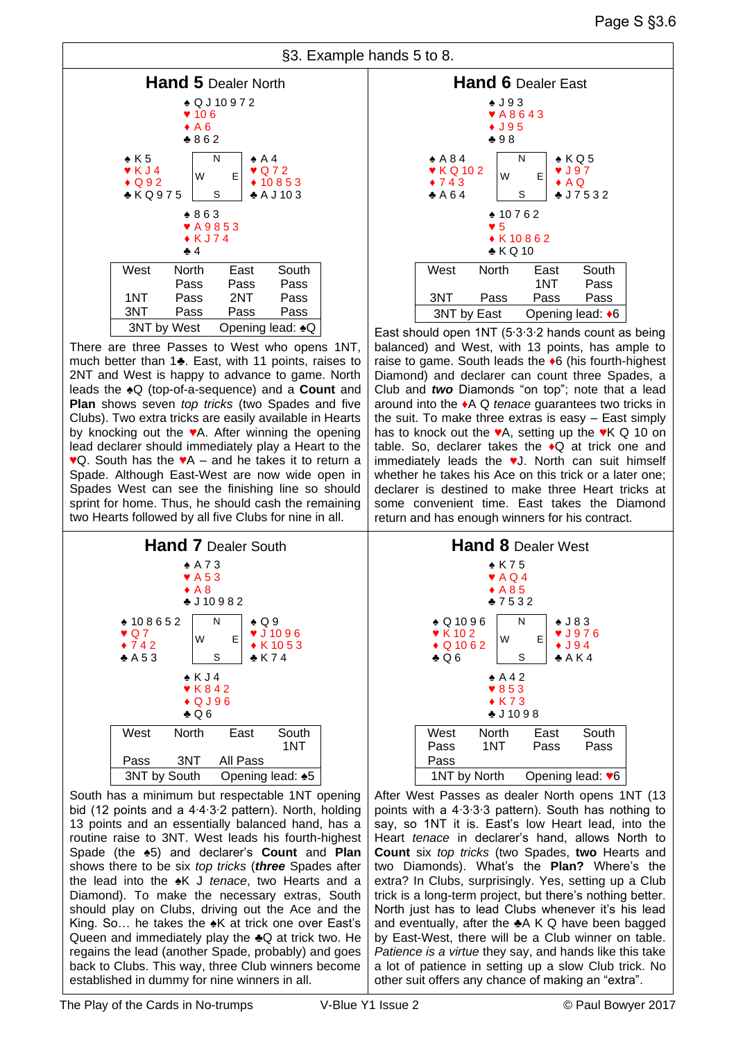## §3. Example hands 5 to 8.

### Hand 5 Dealer North

North:
♠ Q J 10 9 7 2
♥ 10 6
♦ A 6
♣ 8 6 2

West:
♠ K 5
♥ K J 4
♦ Q 9 2
♣ K Q 9 7 5

East:
♠ A 4
♥ Q 7 2
♦ 10 8 5 3
♣ A J 10 3

South:
♠ 8 6 3
♥ A 9 8 5 3
♦ K J 7 4
♣ 4

| West | North | East | South |
|---|---|---|---|
| | Pass | Pass | Pass |
| 1NT | Pass | 2NT | Pass |
| 3NT | Pass | Pass | Pass |

3NT by West — Opening lead: ♠Q

There are three Passes to West who opens 1NT, much better than 1♣. East, with 11 points, raises to 2NT and West is happy to advance to game. North leads the ♠Q (top-of-a-sequence) and a **Count** and **Plan** shows seven *top tricks* (two Spades and five Clubs). Two extra tricks are easily available in Hearts by knocking out the ♥A. After winning the opening lead declarer should immediately play a Heart to the ♥Q. South has the ♥A – and he takes it to return a Spade. Although East-West are now wide open in Spades West can see the finishing line so should sprint for home. Thus, he should cash the remaining two Hearts followed by all five Clubs for nine in all.

### Hand 6 Dealer East

North:
♠ J 9 3
♥ A 8 6 4 3
♦ J 9 5
♣ 9 8

West:
♠ A 8 4
♥ K Q 10 2
♦ 7 4 3
♣ A 6 4

East:
♠ K Q 5
♥ J 9 7
♦ A Q
♣ J 7 5 3 2

South:
♠ 10 7 6 2
♥ 5
♦ K 10 8 6 2
♣ K Q 10

| West | North | East | South |
|---|---|---|---|
| | | 1NT | Pass |
| 3NT | Pass | Pass | Pass |

3NT by East — Opening lead: ♦6

East should open 1NT (5·3·3·2 hands count as being balanced) and West, with 13 points, has ample to raise to game. South leads the ♦6 (his fourth-highest Diamond) and declarer can count three Spades, a Club and *two* Diamonds "on top"; note that a lead around into the ♦A Q *tenace* guarantees two tricks in the suit. To make three extras is easy – East simply has to knock out the ♥A, setting up the ♥K Q 10 on table. So, declarer takes the ♦Q at trick one and immediately leads the ♥J. North can suit himself whether he takes his Ace on this trick or a later one; declarer is destined to make three Heart tricks at some convenient time. East takes the Diamond return and has enough winners for his contract.

### Hand 7 Dealer South

North:
♠ A 7 3
♥ A 5 3
♦ A 8
♣ J 10 9 8 2

West:
♠ 10 8 6 5 2
♥ Q 7
♦ 7 4 2
♣ A 5 3

East:
♠ Q 9
♥ J 10 9 6
♦ K 10 5 3
♣ K 7 4

South:
♠ K J 4
♥ K 8 4 2
♦ Q J 9 6
♣ Q 6

| West | North | East | South |
|---|---|---|---|
| | | | 1NT |
| Pass | 3NT | All Pass | |

3NT by South — Opening lead: ♠5

South has a minimum but respectable 1NT opening bid (12 points and a 4·4·3·2 pattern). North, holding 13 points and an essentially balanced hand, has a routine raise to 3NT. West leads his fourth-highest Spade (the ♠5) and declarer's **Count** and **Plan** shows there to be six *top tricks* (***three*** Spades after the lead into the ♠K J *tenace*, two Hearts and a Diamond). To make the necessary extras, South should play on Clubs, driving out the Ace and the King. So… he takes the ♠K at trick one over East's Queen and immediately play the ♣Q at trick two. He regains the lead (another Spade, probably) and goes back to Clubs. This way, three Club winners become established in dummy for nine winners in all.

### Hand 8 Dealer West

North:
♠ K 7 5
♥ A Q 4
♦ A 8 5
♣ 7 5 3 2

West:
♠ Q 10 9 6
♥ K 10 2
♦ Q 10 6 2
♣ Q 6

East:
♠ J 8 3
♥ J 9 7 6
♦ J 9 4
♣ A K 4

South:
♠ A 4 2
♥ 8 5 3
♦ K 7 3
♣ J 10 9 8

| West | North | East | South |
|---|---|---|---|
| Pass | 1NT | Pass | Pass |
| Pass | | | |

1NT by North — Opening lead: ♥6

After West Passes as dealer North opens 1NT (13 points with a 4·3·3·3 pattern). South has nothing to say, so 1NT it is. East's low Heart lead, into the Heart *tenace* in declarer's hand, allows North to **Count** six *top tricks* (two Spades, **two** Hearts and two Diamonds). What's the **Plan?** Where's the extra? In Clubs, surprisingly. Yes, setting up a Club trick is a long-term project, but there's nothing better. North just has to lead Clubs whenever it's his lead and eventually, after the ♣A K Q have been bagged by East-West, there will be a Club winner on table. *Patience is a virtue* they say, and hands like this take a lot of patience in setting up a slow Club trick. No other suit offers any chance of making an "extra".